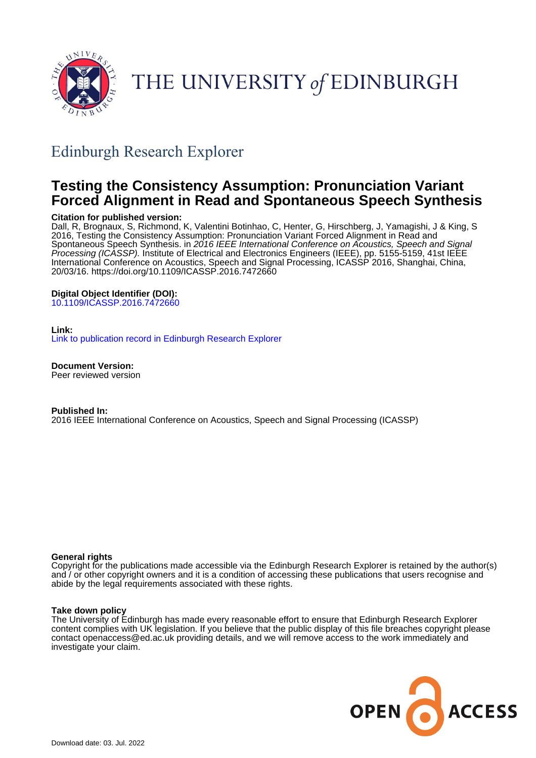THE UNIVERSITY *of* EDINBURGH

## Edinburgh Research Explorer

# Testing the Consistency Assumption: Pronunciation Variant Forced Alignment in Read and Spontaneous Speech Synthesis

**Citation for published version:**
Dall, R, Brognaux, S, Richmond, K, Valentini Botinhao, C, Henter, G, Hirschberg, J, Yamagishi, J & King, S 2016, Testing the Consistency Assumption: Pronunciation Variant Forced Alignment in Read and Spontaneous Speech Synthesis. in *2016 IEEE International Conference on Acoustics, Speech and Signal Processing (ICASSP).* Institute of Electrical and Electronics Engineers (IEEE), pp. 5155-5159, 41st IEEE International Conference on Acoustics, Speech and Signal Processing, ICASSP 2016, Shanghai, China, 20/03/16. https://doi.org/10.1109/ICASSP.2016.7472660

**Digital Object Identifier (DOI):**
10.1109/ICASSP.2016.7472660

**Link:**
Link to publication record in Edinburgh Research Explorer

**Document Version:**
Peer reviewed version

**Published In:**
2016 IEEE International Conference on Acoustics, Speech and Signal Processing (ICASSP)

**General rights**
Copyright for the publications made accessible via the Edinburgh Research Explorer is retained by the author(s) and / or other copyright owners and it is a condition of accessing these publications that users recognise and abide by the legal requirements associated with these rights.

**Take down policy**
The University of Edinburgh has made every reasonable effort to ensure that Edinburgh Research Explorer content complies with UK legislation. If you believe that the public display of this file breaches copyright please contact openaccess@ed.ac.uk providing details, and we will remove access to the work immediately and investigate your claim.

OPEN ACCESS

Download date: 03. Jul. 2022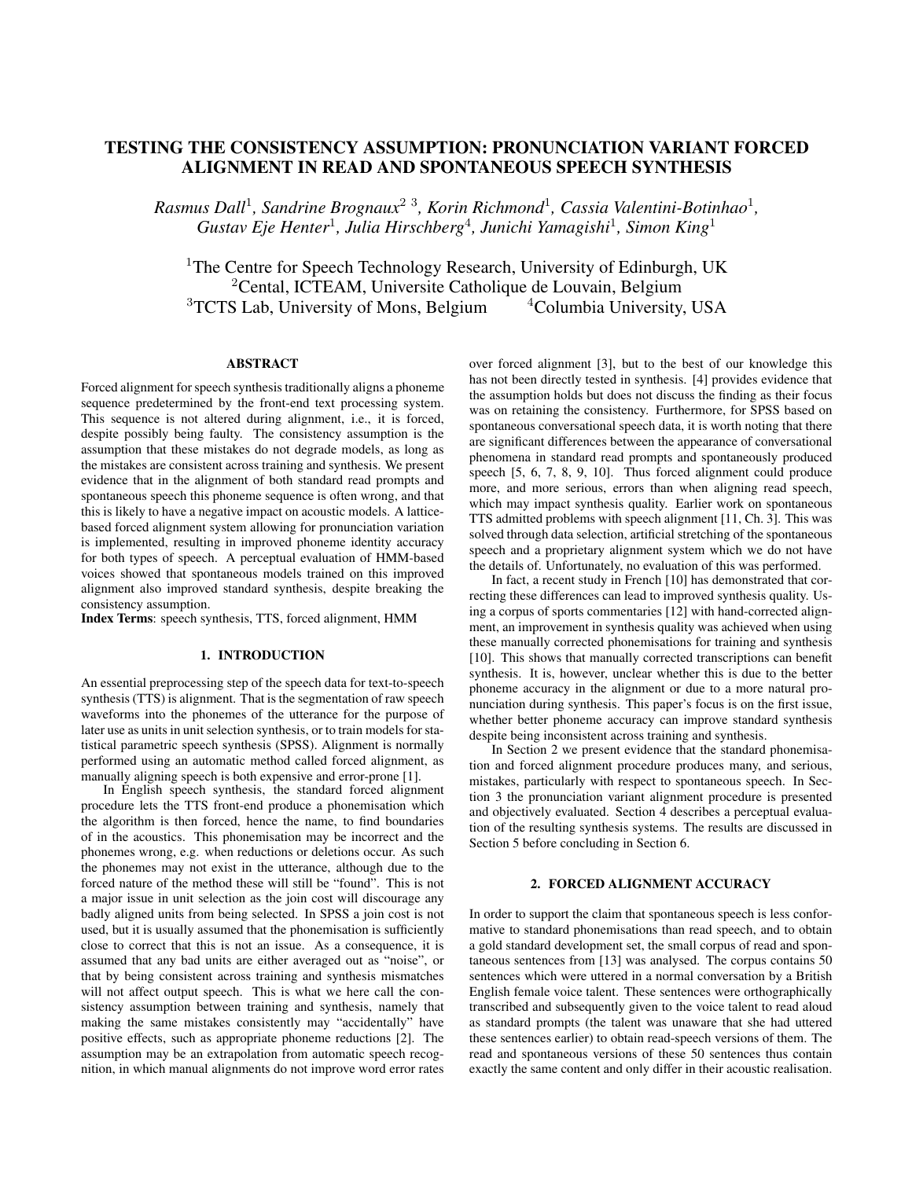# TESTING THE CONSISTENCY ASSUMPTION: PRONUNCIATION VARIANT FORCED ALIGNMENT IN READ AND SPONTANEOUS SPEECH SYNTHESIS

*Rasmus Dall*[1], *Sandrine Brognaux*[2 3], *Korin Richmond*[1], *Cassia Valentini-Botinhao*[1], *Gustav Eje Henter*[1], *Julia Hirschberg*[4], *Junichi Yamagishi*[1], *Simon King*[1]

[1]The Centre for Speech Technology Research, University of Edinburgh, UK
[2]Cental, ICTEAM, Universite Catholique de Louvain, Belgium
[3]TCTS Lab, University of Mons, Belgium [4]Columbia University, USA

## ABSTRACT

Forced alignment for speech synthesis traditionally aligns a phoneme sequence predetermined by the front-end text processing system. This sequence is not altered during alignment, i.e., it is forced, despite possibly being faulty. The consistency assumption is the assumption that these mistakes do not degrade models, as long as the mistakes are consistent across training and synthesis. We present evidence that in the alignment of both standard read prompts and spontaneous speech this phoneme sequence is often wrong, and that this is likely to have a negative impact on acoustic models. A lattice-based forced alignment system allowing for pronunciation variation is implemented, resulting in improved phoneme identity accuracy for both types of speech. A perceptual evaluation of HMM-based voices showed that spontaneous models trained on this improved alignment also improved standard synthesis, despite breaking the consistency assumption.

**Index Terms**: speech synthesis, TTS, forced alignment, HMM

## 1. INTRODUCTION

An essential preprocessing step of the speech data for text-to-speech synthesis (TTS) is alignment. That is the segmentation of raw speech waveforms into the phonemes of the utterance for the purpose of later use as units in unit selection synthesis, or to train models for statistical parametric speech synthesis (SPSS). Alignment is normally performed using an automatic method called forced alignment, as manually aligning speech is both expensive and error-prone [1].

In English speech synthesis, the standard forced alignment procedure lets the TTS front-end produce a phonemisation which the algorithm is then forced, hence the name, to find boundaries of in the acoustics. This phonemisation may be incorrect and the phonemes wrong, e.g. when reductions or deletions occur. As such the phonemes may not exist in the utterance, although due to the forced nature of the method these will still be "found". This is not a major issue in unit selection as the join cost will discourage any badly aligned units from being selected. In SPSS a join cost is not used, but it is usually assumed that the phonemisation is sufficiently close to correct that this is not an issue. As a consequence, it is assumed that any bad units are either averaged out as "noise", or that by being consistent across training and synthesis mismatches will not affect output speech. This is what we here call the consistency assumption between training and synthesis, namely that making the same mistakes consistently may "accidentally" have positive effects, such as appropriate phoneme reductions [2]. The assumption may be an extrapolation from automatic speech recognition, in which manual alignments do not improve word error rates over forced alignment [3], but to the best of our knowledge this has not been directly tested in synthesis. [4] provides evidence that the assumption holds but does not discuss the finding as their focus was on retaining the consistency. Furthermore, for SPSS based on spontaneous conversational speech data, it is worth noting that there are significant differences between the appearance of conversational phenomena in standard read prompts and spontaneously produced speech [5, 6, 7, 8, 9, 10]. Thus forced alignment could produce more, and more serious, errors than when aligning read speech, which may impact synthesis quality. Earlier work on spontaneous TTS admitted problems with speech alignment [11, Ch. 3]. This was solved through data selection, artificial stretching of the spontaneous speech and a proprietary alignment system which we do not have the details of. Unfortunately, no evaluation of this was performed.

In fact, a recent study in French [10] has demonstrated that correcting these differences can lead to improved synthesis quality. Using a corpus of sports commentaries [12] with hand-corrected alignment, an improvement in synthesis quality was achieved when using these manually corrected phonemisations for training and synthesis [10]. This shows that manually corrected transcriptions can benefit synthesis. It is, however, unclear whether this is due to the better phoneme accuracy in the alignment or due to a more natural pronunciation during synthesis. This paper's focus is on the first issue, whether better phoneme accuracy can improve standard synthesis despite being inconsistent across training and synthesis.

In Section 2 we present evidence that the standard phonemisation and forced alignment procedure produces many, and serious, mistakes, particularly with respect to spontaneous speech. In Section 3 the pronunciation variant alignment procedure is presented and objectively evaluated. Section 4 describes a perceptual evaluation of the resulting synthesis systems. The results are discussed in Section 5 before concluding in Section 6.

## 2. FORCED ALIGNMENT ACCURACY

In order to support the claim that spontaneous speech is less conformative to standard phonemisations than read speech, and to obtain a gold standard development set, the small corpus of read and spontaneous sentences from [13] was analysed. The corpus contains 50 sentences which were uttered in a normal conversation by a British English female voice talent. These sentences were orthographically transcribed and subsequently given to the voice talent to read aloud as standard prompts (the talent was unaware that she had uttered these sentences earlier) to obtain read-speech versions of them. The read and spontaneous versions of these 50 sentences thus contain exactly the same content and only differ in their acoustic realisation.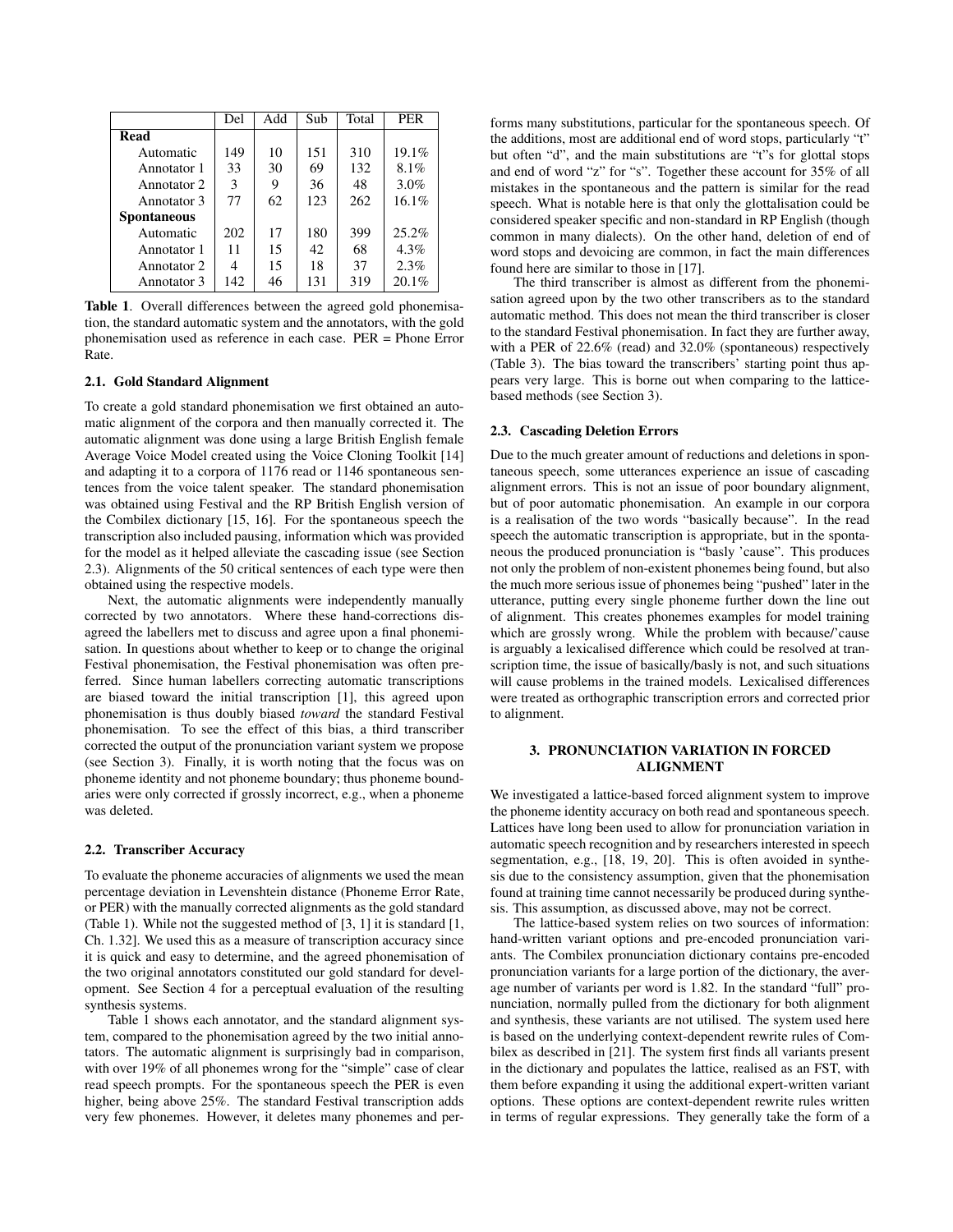| | Del | Add | Sub | Total | PER |
|---|---|---|---|---|---|
| **Read** | | | | | |
| Automatic | 149 | 10 | 151 | 310 | 19.1% |
| Annotator 1 | 33 | 30 | 69 | 132 | 8.1% |
| Annotator 2 | 3 | 9 | 36 | 48 | 3.0% |
| Annotator 3 | 77 | 62 | 123 | 262 | 16.1% |
| **Spontaneous** | | | | | |
| Automatic | 202 | 17 | 180 | 399 | 25.2% |
| Annotator 1 | 11 | 15 | 42 | 68 | 4.3% |
| Annotator 2 | 4 | 15 | 18 | 37 | 2.3% |
| Annotator 3 | 142 | 46 | 131 | 319 | 20.1% |

**Table 1**. Overall differences between the agreed gold phonemisation, the standard automatic system and the annotators, with the gold phonemisation used as reference in each case. PER = Phone Error Rate.

### 2.1. Gold Standard Alignment

To create a gold standard phonemisation we first obtained an automatic alignment of the corpora and then manually corrected it. The automatic alignment was done using a large British English female Average Voice Model created using the Voice Cloning Toolkit [14] and adapting it to a corpora of 1176 read or 1146 spontaneous sentences from the voice talent speaker. The standard phonemisation was obtained using Festival and the RP British English version of the Combilex dictionary [15, 16]. For the spontaneous speech the transcription also included pausing, information which was provided for the model as it helped alleviate the cascading issue (see Section 2.3). Alignments of the 50 critical sentences of each type were then obtained using the respective models.

Next, the automatic alignments were independently manually corrected by two annotators. Where these hand-corrections disagreed the labellers met to discuss and agree upon a final phonemisation. In questions about whether to keep or to change the original Festival phonemisation, the Festival phonemisation was often preferred. Since human labellers correcting automatic transcriptions are biased toward the initial transcription [1], this agreed upon phonemisation is thus doubly biased *toward* the standard Festival phonemisation. To see the effect of this bias, a third transcriber corrected the output of the pronunciation variant system we propose (see Section 3). Finally, it is worth noting that the focus was on phoneme identity and not phoneme boundary; thus phoneme boundaries were only corrected if grossly incorrect, e.g., when a phoneme was deleted.

### 2.2. Transcriber Accuracy

To evaluate the phoneme accuracies of alignments we used the mean percentage deviation in Levenshtein distance (Phoneme Error Rate, or PER) with the manually corrected alignments as the gold standard (Table 1). While not the suggested method of [3, 1] it is standard [1, Ch. 1.32]. We used this as a measure of transcription accuracy since it is quick and easy to determine, and the agreed phonemisation of the two original annotators constituted our gold standard for development. See Section 4 for a perceptual evaluation of the resulting synthesis systems.

Table 1 shows each annotator, and the standard alignment system, compared to the phonemisation agreed by the two initial annotators. The automatic alignment is surprisingly bad in comparison, with over 19% of all phonemes wrong for the "simple" case of clear read speech prompts. For the spontaneous speech the PER is even higher, being above 25%. The standard Festival transcription adds very few phonemes. However, it deletes many phonemes and performs many substitutions, particular for the spontaneous speech. Of the additions, most are additional end of word stops, particularly "t" but often "d", and the main substitutions are "t"s for glottal stops and end of word "z" for "s". Together these account for 35% of all mistakes in the spontaneous and the pattern is similar for the read speech. What is notable here is that only the glottalisation could be considered speaker specific and non-standard in RP English (though common in many dialects). On the other hand, deletion of end of word stops and devoicing are common, in fact the main differences found here are similar to those in [17].

The third transcriber is almost as different from the phonemisation agreed upon by the two other transcribers as to the standard automatic method. This does not mean the third transcriber is closer to the standard Festival phonemisation. In fact they are further away, with a PER of 22.6% (read) and 32.0% (spontaneous) respectively (Table 3). The bias toward the transcribers' starting point thus appears very large. This is borne out when comparing to the lattice-based methods (see Section 3).

### 2.3. Cascading Deletion Errors

Due to the much greater amount of reductions and deletions in spontaneous speech, some utterances experience an issue of cascading alignment errors. This is not an issue of poor boundary alignment, but of poor automatic phonemisation. An example in our corpora is a realisation of the two words "basically because". In the read speech the automatic transcription is appropriate, but in the spontaneous the produced pronunciation is "basly 'cause". This produces not only the problem of non-existent phonemes being found, but also the much more serious issue of phonemes being "pushed" later in the utterance, putting every single phoneme further down the line out of alignment. This creates phonemes examples for model training which are grossly wrong. While the problem with because/'cause is arguably a lexicalised difference which could be resolved at transcription time, the issue of basically/basly is not, and such situations will cause problems in the trained models. Lexicalised differences were treated as orthographic transcription errors and corrected prior to alignment.

## 3. PRONUNCIATION VARIATION IN FORCED ALIGNMENT

We investigated a lattice-based forced alignment system to improve the phoneme identity accuracy on both read and spontaneous speech. Lattices have long been used to allow for pronunciation variation in automatic speech recognition and by researchers interested in speech segmentation, e.g., [18, 19, 20]. This is often avoided in synthesis due to the consistency assumption, given that the phonemisation found at training time cannot necessarily be produced during synthesis. This assumption, as discussed above, may not be correct.

The lattice-based system relies on two sources of information: hand-written variant options and pre-encoded pronunciation variants. The Combilex pronunciation dictionary contains pre-encoded pronunciation variants for a large portion of the dictionary, the average number of variants per word is 1.82. In the standard "full" pronunciation, normally pulled from the dictionary for both alignment and synthesis, these variants are not utilised. The system used here is based on the underlying context-dependent rewrite rules of Combilex as described in [21]. The system first finds all variants present in the dictionary and populates the lattice, realised as an FST, with them before expanding it using the additional expert-written variant options. These options are context-dependent rewrite rules written in terms of regular expressions. They generally take the form of a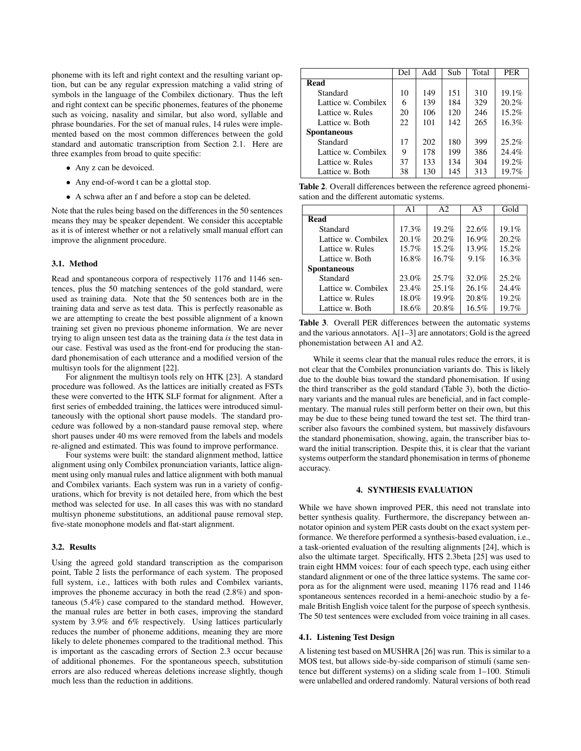phoneme with its left and right context and the resulting variant option, but can be any regular expression matching a valid string of symbols in the language of the Combilex dictionary. Thus the left and right context can be specific phonemes, features of the phoneme such as voicing, nasality and similar, but also word, syllable and phrase boundaries. For the set of manual rules, 14 rules were implemented based on the most common differences between the gold standard and automatic transcription from Section 2.1. Here are three examples from broad to quite specific:

- Any z can be devoiced.
- Any end-of-word t can be a glottal stop.
- A schwa after an f and before a stop can be deleted.

Note that the rules being based on the differences in the 50 sentences means they may be speaker dependent. We consider this acceptable as it is of interest whether or not a relatively small manual effort can improve the alignment procedure.

### 3.1. Method

Read and spontaneous corpora of respectively 1176 and 1146 sentences, plus the 50 matching sentences of the gold standard, were used as training data. Note that the 50 sentences both are in the training data and serve as test data. This is perfectly reasonable as we are attempting to create the best possible alignment of a known training set given no previous phoneme information. We are never trying to align unseen test data as the training data *is* the test data in our case. Festival was used as the front-end for producing the standard phonemisation of each utterance and a modified version of the multisyn tools for the alignment [22].

For alignment the multisyn tools rely on HTK [23]. A standard procedure was followed. As the lattices are initially created as FSTs these were converted to the HTK SLF format for alignment. After a first series of embedded training, the lattices were introduced simultaneously with the optional short pause models. The standard procedure was followed by a non-standard pause removal step, where short pauses under 40 ms were removed from the labels and models re-aligned and estimated. This was found to improve performance.

Four systems were built: the standard alignment method, lattice alignment using only Combilex pronunciation variants, lattice alignment using only manual rules and lattice alignment with both manual and Combilex variants. Each system was run in a variety of configurations, which for brevity is not detailed here, from which the best method was selected for use. In all cases this was with no standard multisyn phoneme substitutions, an additional pause removal step, five-state monophone models and flat-start alignment.

### 3.2. Results

Using the agreed gold standard transcription as the comparison point, Table 2 lists the performance of each system. The proposed full system, i.e., lattices with both rules and Combilex variants, improves the phoneme accuracy in both the read (2.8%) and spontaneous (5.4%) case compared to the standard method. However, the manual rules are better in both cases, improving the standard system by 3.9% and 6% respectively. Using lattices particularly reduces the number of phoneme additions, meaning they are more likely to delete phonemes compared to the traditional method. This is important as the cascading errors of Section 2.3 occur because of additional phonemes. For the spontaneous speech, substitution errors are also reduced whereas deletions increase slightly, though much less than the reduction in additions.

| | Del | Add | Sub | Total | PER |
|---|---|---|---|---|---|
| **Read** | | | | | |
| Standard | 10 | 149 | 151 | 310 | 19.1% |
| Lattice w. Combilex | 6 | 139 | 184 | 329 | 20.2% |
| Lattice w. Rules | 20 | 106 | 120 | 246 | 15.2% |
| Lattice w. Both | 22 | 101 | 142 | 265 | 16.3% |
| **Spontaneous** | | | | | |
| Standard | 17 | 202 | 180 | 399 | 25.2% |
| Lattice w. Combilex | 9 | 178 | 199 | 386 | 24.4% |
| Lattice w. Rules | 37 | 133 | 134 | 304 | 19.2% |
| Lattice w. Both | 38 | 130 | 145 | 313 | 19.7% |

**Table 2**. Overall differences between the reference agreed phonemisation and the different automatic systems.

| | A1 | A2 | A3 | Gold |
|---|---|---|---|---|
| **Read** | | | | |
| Standard | 17.3% | 19.2% | 22.6% | 19.1% |
| Lattice w. Combilex | 20.1% | 20.2% | 16.9% | 20.2% |
| Lattice w. Rules | 15.7% | 15.2% | 13.9% | 15.2% |
| Lattice w. Both | 16.8% | 16.7% | 9.1% | 16.3% |
| **Spontaneous** | | | | |
| Standard | 23.0% | 25.7% | 32.0% | 25.2% |
| Lattice w. Combilex | 23.4% | 25.1% | 26.1% | 24.4% |
| Lattice w. Rules | 18.0% | 19.9% | 20.8% | 19.2% |
| Lattice w. Both | 18.6% | 20.8% | 16.5% | 19.7% |

**Table 3**. Overall PER differences between the automatic systems and the various annotators. A[1–3] are annotators; Gold is the agreed phonemistation between A1 and A2.

While it seems clear that the manual rules reduce the errors, it is not clear that the Combilex pronunciation variants do. This is likely due to the double bias toward the standard phonemisation. If using the third transcriber as the gold standard (Table 3), both the dictionary variants and the manual rules are beneficial, and in fact complementary. The manual rules still perform better on their own, but this may be due to these being tuned toward the test set. The third transcriber also favours the combined system, but massively disfavours the standard phonemisation, showing, again, the transcriber bias toward the initial transcription. Despite this, it is clear that the variant systems outperform the standard phonemisation in terms of phoneme accuracy.

## 4. SYNTHESIS EVALUATION

While we have shown improved PER, this need not translate into better synthesis quality. Furthermore, the discrepancy between annotator opinion and system PER casts doubt on the exact system performance. We therefore performed a synthesis-based evaluation, i.e., a task-oriented evaluation of the resulting alignments [24], which is also the ultimate target. Specifically, HTS 2.3beta [25] was used to train eight HMM voices: four of each speech type, each using either standard alignment or one of the three lattice systems. The same corpora as for the alignment were used, meaning 1176 read and 1146 spontaneous sentences recorded in a hemi-anechoic studio by a female British English voice talent for the purpose of speech synthesis. The 50 test sentences were excluded from voice training in all cases.

### 4.1. Listening Test Design

A listening test based on MUSHRA [26] was run. This is similar to a MOS test, but allows side-by-side comparison of stimuli (same sentence but different systems) on a sliding scale from 1–100. Stimuli were unlabelled and ordered randomly. Natural versions of both read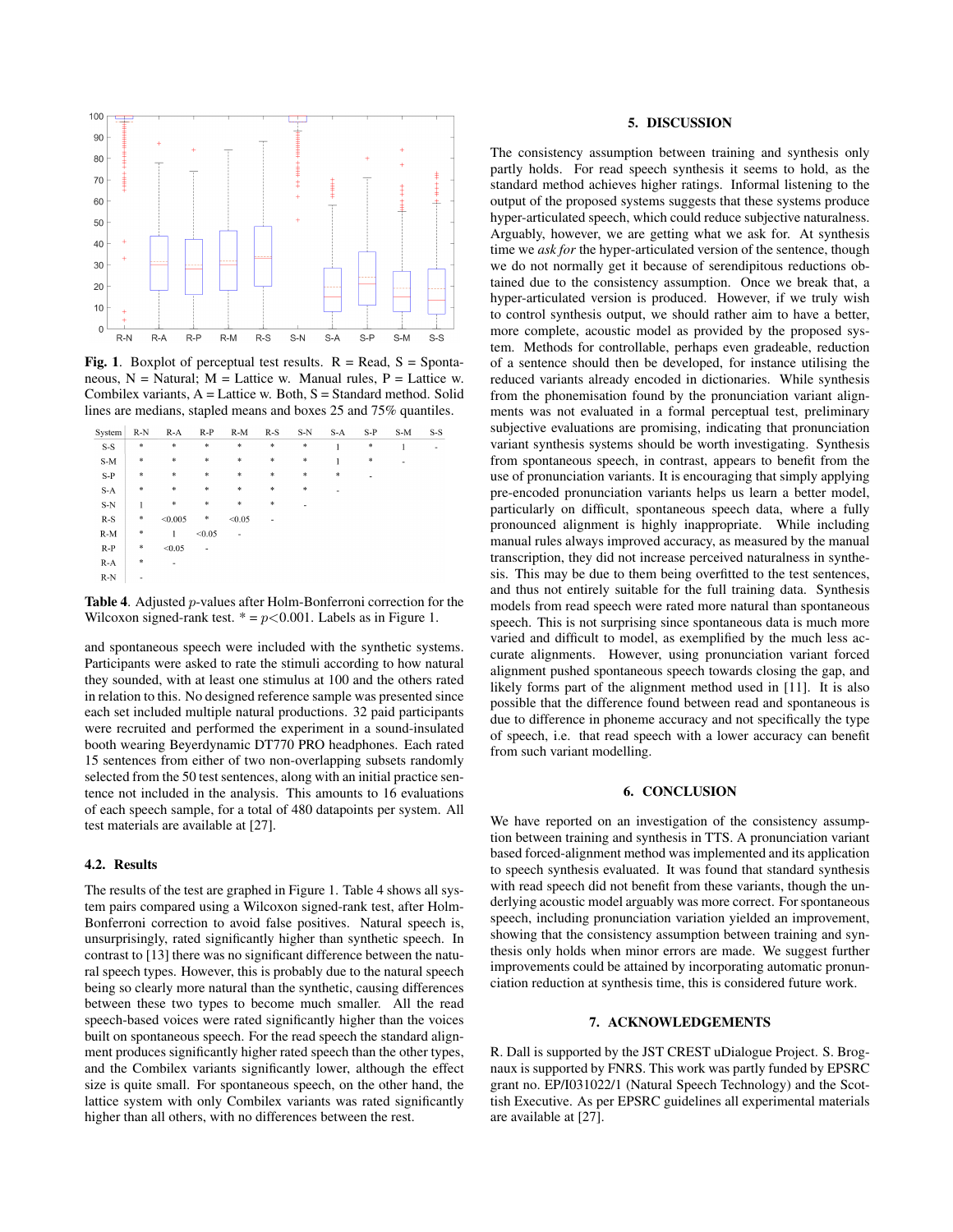100
90
80
70
60
50
40
30
20
10
0
R-N R-A R-P R-M R-S S-N S-A S-P S-M S-S

**Fig. 1**. Boxplot of perceptual test results. R = Read, S = Spontaneous, N = Natural; M = Lattice w. Manual rules, P = Lattice w. Combilex variants, A = Lattice w. Both, S = Standard method. Solid lines are medians, stapled means and boxes 25 and 75% quantiles.

| System | R-N | R-A | R-P | R-M | R-S | S-N | S-A | S-P | S-M | S-S |
|---|---|---|---|---|---|---|---|---|---|---|
| S-S | * | * | * | * | * | * | 1 | * | 1 | - |
| S-M | * | * | * | * | * | * | 1 | * | - | |
| S-P | * | * | * | * | * | * | * | - | | |
| S-A | * | * | * | * | * | * | - | | | |
| S-N | 1 | * | * | * | * | - | | | | |
| R-S | * | <0.005 | * | <0.05 | - | | | | | |
| R-M | * | 1 | <0.05 | - | | | | | | |
| R-P | * | <0.05 | - | | | | | | | |
| R-A | * | - | | | | | | | | |
| R-N | - | | | | | | | | | |

**Table 4**. Adjusted $p$-values after Holm-Bonferroni correction for the Wilcoxon signed-rank test. * = $p<0.001$. Labels as in Figure 1.

and spontaneous speech were included with the synthetic systems. Participants were asked to rate the stimuli according to how natural they sounded, with at least one stimulus at 100 and the others rated in relation to this. No designed reference sample was presented since each set included multiple natural productions. 32 paid participants were recruited and performed the experiment in a sound-insulated booth wearing Beyerdynamic DT770 PRO headphones. Each rated 15 sentences from either of two non-overlapping subsets randomly selected from the 50 test sentences, along with an initial practice sentence not included in the analysis. This amounts to 16 evaluations of each speech sample, for a total of 480 datapoints per system. All test materials are available at [27].

### 4.2. Results

The results of the test are graphed in Figure 1. Table 4 shows all system pairs compared using a Wilcoxon signed-rank test, after Holm-Bonferroni correction to avoid false positives. Natural speech is, unsurprisingly, rated significantly higher than synthetic speech. In contrast to [13] there was no significant difference between the natural speech types. However, this is probably due to the natural speech being so clearly more natural than the synthetic, causing differences between these two types to become much smaller. All the read speech-based voices were rated significantly higher than the voices built on spontaneous speech. For the read speech the standard alignment produces significantly higher rated speech than the other types, and the Combilex variants significantly lower, although the effect size is quite small. For spontaneous speech, on the other hand, the lattice system with only Combilex variants was rated significantly higher than all others, with no differences between the rest.

## 5. DISCUSSION

The consistency assumption between training and synthesis only partly holds. For read speech synthesis it seems to hold, as the standard method achieves higher ratings. Informal listening to the output of the proposed systems suggests that these systems produce hyper-articulated speech, which could reduce subjective naturalness. Arguably, however, we are getting what we ask for. At synthesis time we *ask for* the hyper-articulated version of the sentence, though we do not normally get it because of serendipitous reductions obtained due to the consistency assumption. Once we break that, a hyper-articulated version is produced. However, if we truly wish to control synthesis output, we should rather aim to have a better, more complete, acoustic model as provided by the proposed systems. Methods for controllable, perhaps even gradeable, reduction of a sentence should then be developed, for instance utilising the reduced variants already encoded in dictionaries. While synthesis from the phonemisation found by the pronunciation variant alignments was not evaluated in a formal perceptual test, preliminary subjective evaluations are promising, indicating that pronunciation variant synthesis systems should be worth investigating. Synthesis from spontaneous speech, in contrast, appears to benefit from the use of pronunciation variants. It is encouraging that simply applying pre-encoded pronunciation variants helps us learn a better model, particularly on difficult, spontaneous speech data, where a fully pronounced alignment is highly inappropriate. While including manual rules always improved accuracy, as measured by the manual transcription, they did not increase perceived naturalness in synthesis. This may be due to them being overfitted to the test sentences, and thus not entirely suitable for the full training data. Synthesis models from read speech were rated more natural than spontaneous speech. This is not surprising since spontaneous data is much more varied and difficult to model, as exemplified by the much less accurate alignments. However, using pronunciation variant forced alignment pushed spontaneous speech towards closing the gap, and likely forms part of the alignment method used in [11]. It is also possible that the difference found between read and spontaneous is due to difference in phoneme accuracy and not specifically the type of speech, i.e. that read speech with a lower accuracy can benefit from such variant modelling.

## 6. CONCLUSION

We have reported on an investigation of the consistency assumption between training and synthesis in TTS. A pronunciation variant based forced-alignment method was implemented and its application to speech synthesis evaluated. It was found that standard synthesis with read speech did not benefit from these variants, though the underlying acoustic model arguably was more correct. For spontaneous speech, including pronunciation variation yielded an improvement, showing that the consistency assumption between training and synthesis only holds when minor errors are made. We suggest further improvements could be attained by incorporating automatic pronunciation reduction at synthesis time, this is considered future work.

## 7. ACKNOWLEDGEMENTS

R. Dall is supported by the JST CREST uDialogue Project. S. Brognaux is supported by FNRS. This work was partly funded by EPSRC grant no. EP/I031022/1 (Natural Speech Technology) and the Scottish Executive. As per EPSRC guidelines all experimental materials are available at [27].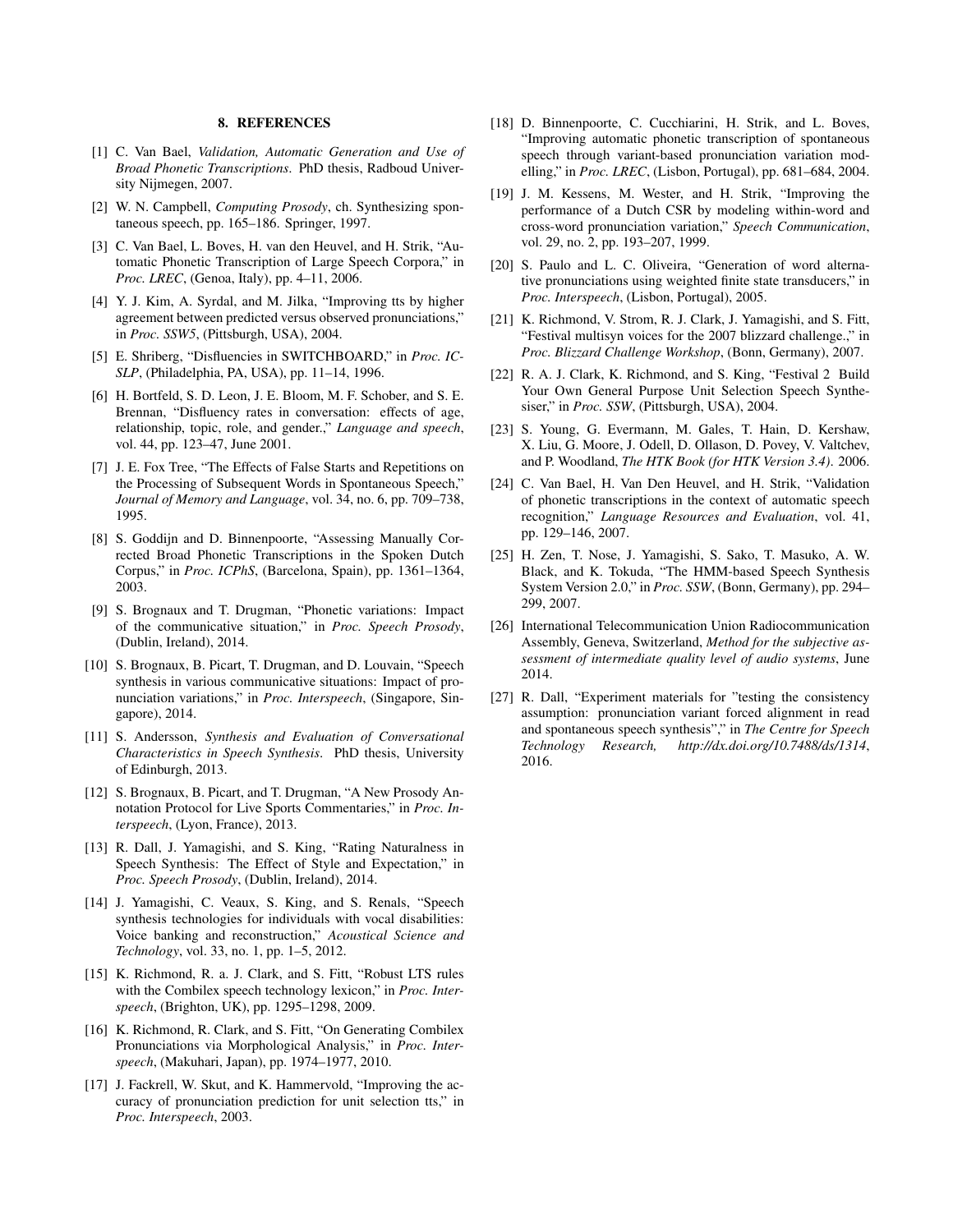## 8. REFERENCES

[1] C. Van Bael, *Validation, Automatic Generation and Use of Broad Phonetic Transcriptions*. PhD thesis, Radboud University Nijmegen, 2007.

[2] W. N. Campbell, *Computing Prosody*, ch. Synthesizing spontaneous speech, pp. 165–186. Springer, 1997.

[3] C. Van Bael, L. Boves, H. van den Heuvel, and H. Strik, "Automatic Phonetic Transcription of Large Speech Corpora," in *Proc. LREC*, (Genoa, Italy), pp. 4–11, 2006.

[4] Y. J. Kim, A. Syrdal, and M. Jilka, "Improving tts by higher agreement between predicted versus observed pronunciations," in *Proc. SSW5*, (Pittsburgh, USA), 2004.

[5] E. Shriberg, "Disfluencies in SWITCHBOARD," in *Proc. ICSLP*, (Philadelphia, PA, USA), pp. 11–14, 1996.

[6] H. Bortfeld, S. D. Leon, J. E. Bloom, M. F. Schober, and S. E. Brennan, "Disfluency rates in conversation: effects of age, relationship, topic, role, and gender.," *Language and speech*, vol. 44, pp. 123–47, June 2001.

[7] J. E. Fox Tree, "The Effects of False Starts and Repetitions on the Processing of Subsequent Words in Spontaneous Speech," *Journal of Memory and Language*, vol. 34, no. 6, pp. 709–738, 1995.

[8] S. Goddijn and D. Binnenpoorte, "Assessing Manually Corrected Broad Phonetic Transcriptions in the Spoken Dutch Corpus," in *Proc. ICPhS*, (Barcelona, Spain), pp. 1361–1364, 2003.

[9] S. Brognaux and T. Drugman, "Phonetic variations: Impact of the communicative situation," in *Proc. Speech Prosody*, (Dublin, Ireland), 2014.

[10] S. Brognaux, B. Picart, T. Drugman, and D. Louvain, "Speech synthesis in various communicative situations: Impact of pronunciation variations," in *Proc. Interspeech*, (Singapore, Singapore), 2014.

[11] S. Andersson, *Synthesis and Evaluation of Conversational Characteristics in Speech Synthesis*. PhD thesis, University of Edinburgh, 2013.

[12] S. Brognaux, B. Picart, and T. Drugman, "A New Prosody Annotation Protocol for Live Sports Commentaries," in *Proc. Interspeech*, (Lyon, France), 2013.

[13] R. Dall, J. Yamagishi, and S. King, "Rating Naturalness in Speech Synthesis: The Effect of Style and Expectation," in *Proc. Speech Prosody*, (Dublin, Ireland), 2014.

[14] J. Yamagishi, C. Veaux, S. King, and S. Renals, "Speech synthesis technologies for individuals with vocal disabilities: Voice banking and reconstruction," *Acoustical Science and Technology*, vol. 33, no. 1, pp. 1–5, 2012.

[15] K. Richmond, R. a. J. Clark, and S. Fitt, "Robust LTS rules with the Combilex speech technology lexicon," in *Proc. Interspeech*, (Brighton, UK), pp. 1295–1298, 2009.

[16] K. Richmond, R. Clark, and S. Fitt, "On Generating Combilex Pronunciations via Morphological Analysis," in *Proc. Interspeech*, (Makuhari, Japan), pp. 1974–1977, 2010.

[17] J. Fackrell, W. Skut, and K. Hammervold, "Improving the accuracy of pronunciation prediction for unit selection tts," in *Proc. Interspeech*, 2003.

[18] D. Binnenpoorte, C. Cucchiarini, H. Strik, and L. Boves, "Improving automatic phonetic transcription of spontaneous speech through variant-based pronunciation variation modelling," in *Proc. LREC*, (Lisbon, Portugal), pp. 681–684, 2004.

[19] J. M. Kessens, M. Wester, and H. Strik, "Improving the performance of a Dutch CSR by modeling within-word and cross-word pronunciation variation," *Speech Communication*, vol. 29, no. 2, pp. 193–207, 1999.

[20] S. Paulo and L. C. Oliveira, "Generation of word alternative pronunciations using weighted finite state transducers," in *Proc. Interspeech*, (Lisbon, Portugal), 2005.

[21] K. Richmond, V. Strom, R. J. Clark, J. Yamagishi, and S. Fitt, "Festival multisyn voices for the 2007 blizzard challenge.," in *Proc. Blizzard Challenge Workshop*, (Bonn, Germany), 2007.

[22] R. A. J. Clark, K. Richmond, and S. King, "Festival 2 Build Your Own General Purpose Unit Selection Speech Synthesiser," in *Proc. SSW*, (Pittsburgh, USA), 2004.

[23] S. Young, G. Evermann, M. Gales, T. Hain, D. Kershaw, X. Liu, G. Moore, J. Odell, D. Ollason, D. Povey, V. Valtchev, and P. Woodland, *The HTK Book (for HTK Version 3.4)*. 2006.

[24] C. Van Bael, H. Van Den Heuvel, and H. Strik, "Validation of phonetic transcriptions in the context of automatic speech recognition," *Language Resources and Evaluation*, vol. 41, pp. 129–146, 2007.

[25] H. Zen, T. Nose, J. Yamagishi, S. Sako, T. Masuko, A. W. Black, and K. Tokuda, "The HMM-based Speech Synthesis System Version 2.0," in *Proc. SSW*, (Bonn, Germany), pp. 294–299, 2007.

[26] International Telecommunication Union Radiocommunication Assembly, Geneva, Switzerland, *Method for the subjective assessment of intermediate quality level of audio systems*, June 2014.

[27] R. Dall, "Experiment materials for "testing the consistency assumption: pronunciation variant forced alignment in read and spontaneous speech synthesis"," in *The Centre for Speech Technology Research, http://dx.doi.org/10.7488/ds/1314*, 2016.